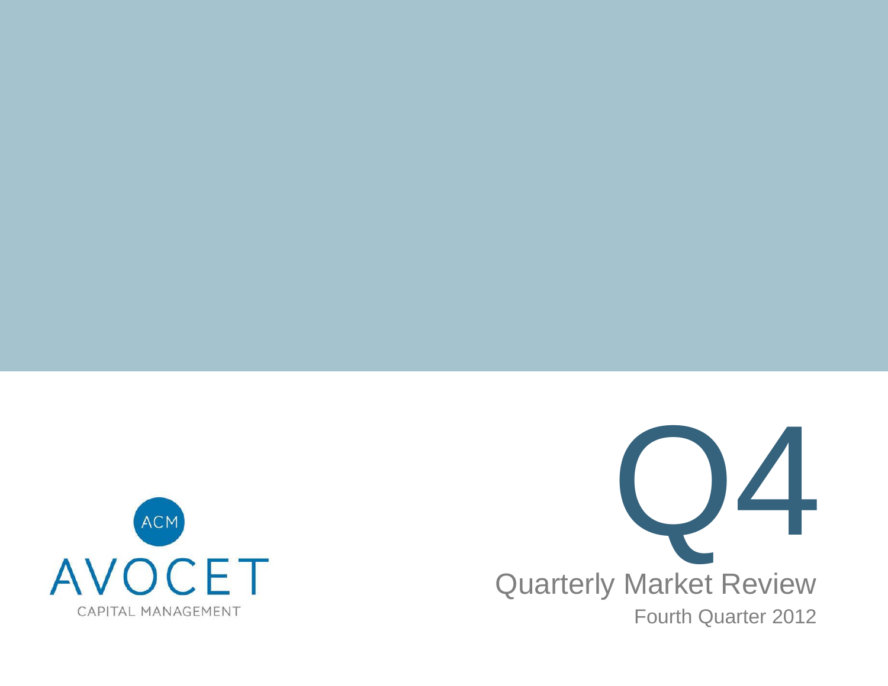ACM

AVOCET

CAPITAL MANAGEMENT

# Q4

## Quarterly Market Review

Fourth Quarter 2012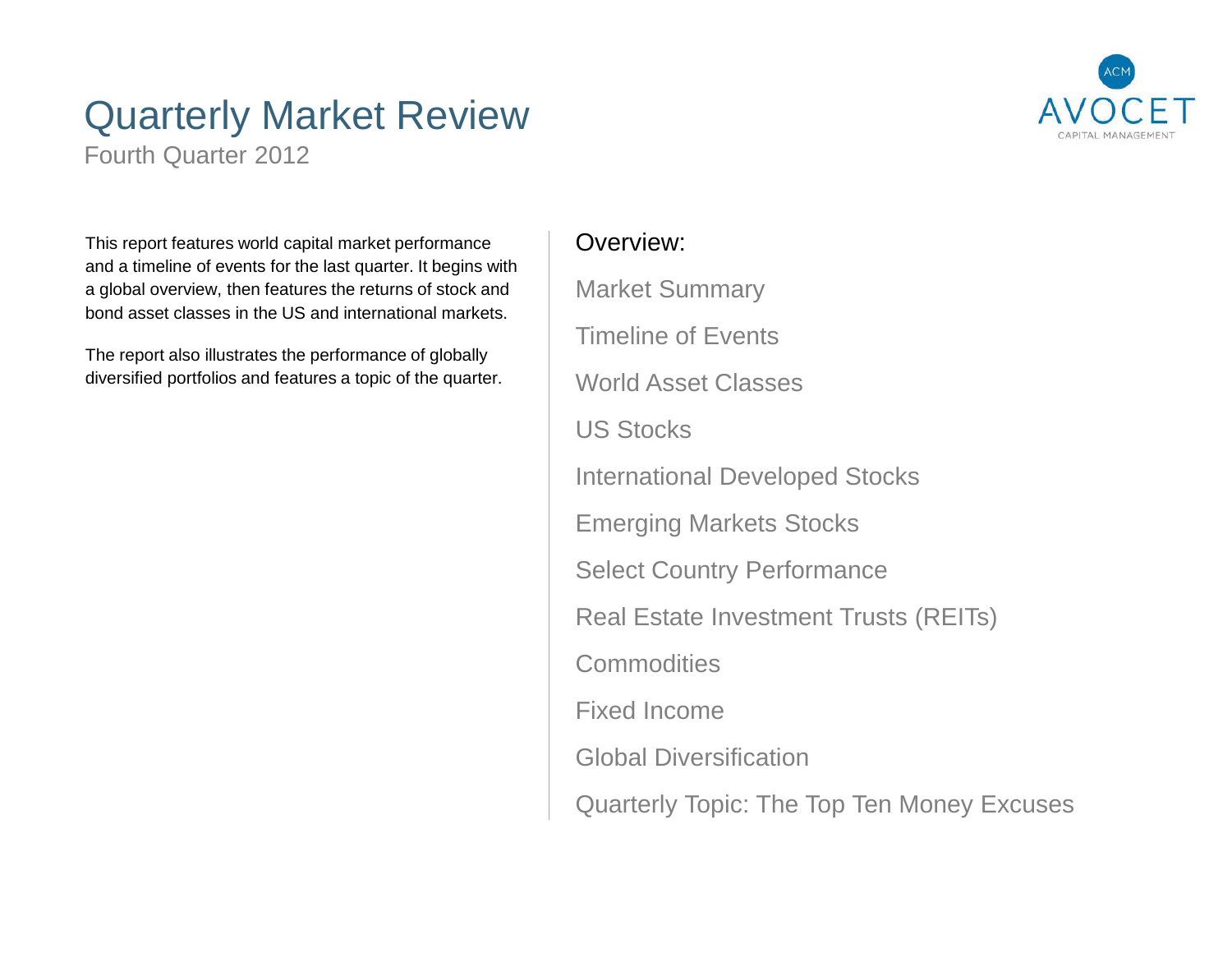# Quarterly Market Review

Fourth Quarter 2012

This report features world capital market performance and a timeline of events for the last quarter. It begins with a global overview, then features the returns of stock and bond asset classes in the US and international markets.

The report also illustrates the performance of globally diversified portfolios and features a topic of the quarter.

## Overview:

- Market Summary
- Timeline of Events
- World Asset Classes
- US Stocks
- International Developed Stocks
- Emerging Markets Stocks
- Select Country Performance
- Real Estate Investment Trusts (REITs)
- Commodities
- Fixed Income
- Global Diversification
- Quarterly Topic: The Top Ten Money Excuses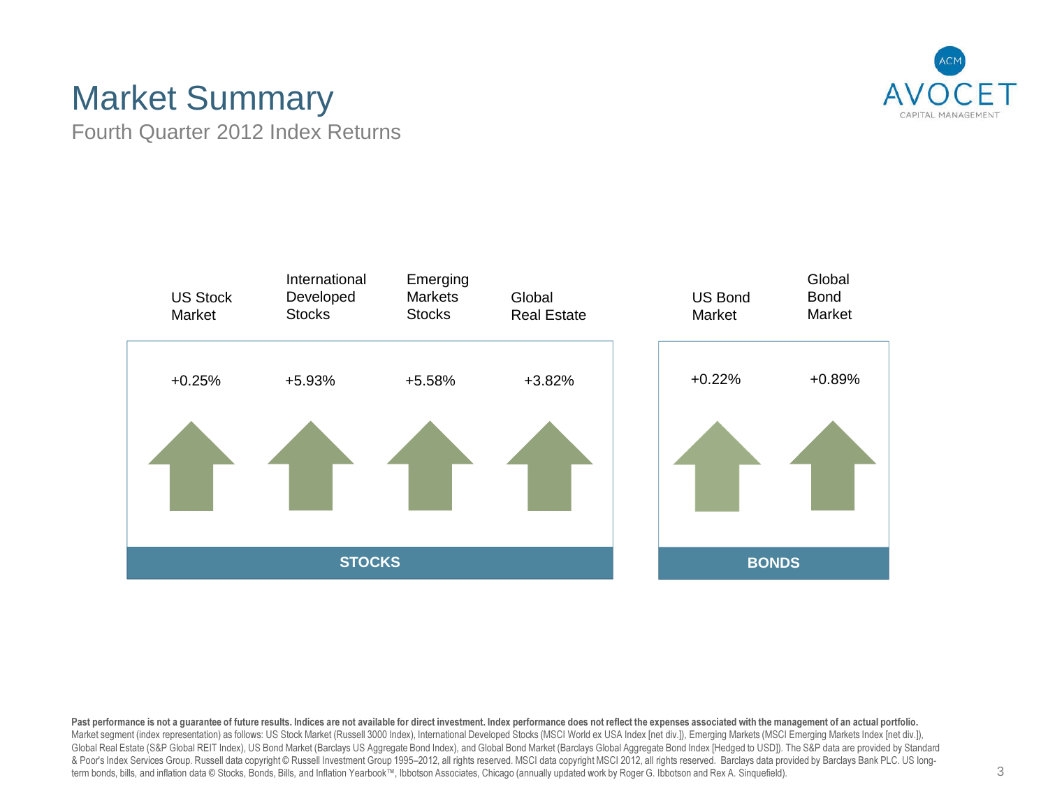# Market Summary

## Fourth Quarter 2012 Index Returns

| | US Stock Market | International Developed Stocks | Emerging Markets Stocks | Global Real Estate | US Bond Market | Global Bond Market |
|---|---|---|---|---|---|---|
| | +0.25% | +5.93% | +5.58% | +3.82% | +0.22% | +0.89% |
| | STOCKS | | | | BONDS | |

**Past performance is not a guarantee of future results. Indices are not available for direct investment. Index performance does not reflect the expenses associated with the management of an actual portfolio.**
Market segment (index representation) as follows: US Stock Market (Russell 3000 Index), International Developed Stocks (MSCI World ex USA Index [net div.]), Emerging Markets (MSCI Emerging Markets Index [net div.]), Global Real Estate (S&P Global REIT Index), US Bond Market (Barclays US Aggregate Bond Index), and Global Bond Market (Barclays Global Aggregate Bond Index [Hedged to USD]). The S&P data are provided by Standard & Poor's Index Services Group. Russell data copyright © Russell Investment Group 1995–2012, all rights reserved. MSCI data copyright MSCI 2012, all rights reserved. Barclays data provided by Barclays Bank PLC. US long-term bonds, bills, and inflation data © Stocks, Bonds, Bills, and Inflation Yearbook™, Ibbotson Associates, Chicago (annually updated work by Roger G. Ibbotson and Rex A. Sinquefield).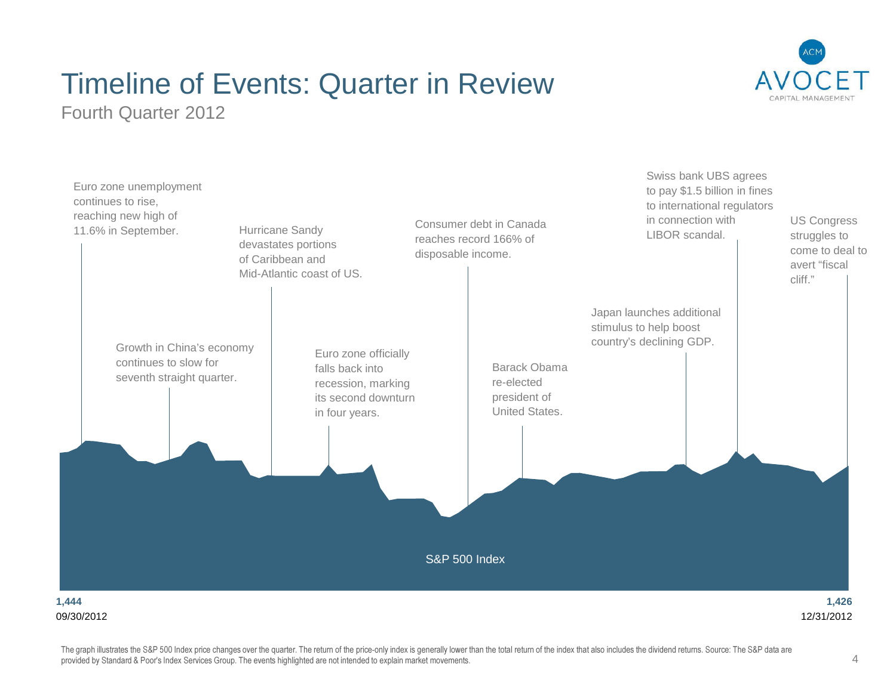# Timeline of Events: Quarter in Review

Fourth Quarter 2012

Euro zone unemployment continues to rise, reaching new high of 11.6% in September.

Growth in China's economy continues to slow for seventh straight quarter.

Hurricane Sandy devastates portions of Caribbean and Mid-Atlantic coast of US.

Euro zone officially falls back into recession, marking its second downturn in four years.

Consumer debt in Canada reaches record 166% of disposable income.

Barack Obama re-elected president of United States.

Japan launches additional stimulus to help boost country's declining GDP.

Swiss bank UBS agrees to pay $1.5 billion in fines to international regulators in connection with LIBOR scandal.

US Congress struggles to come to deal to avert "fiscal cliff."

S&P 500 Index

**1,444**
09/30/2012

**1,426**
12/31/2012

The graph illustrates the S&P 500 Index price changes over the quarter. The return of the price-only index is generally lower than the total return of the index that also includes the dividend returns. Source: The S&P data are provided by Standard & Poor's Index Services Group. The events highlighted are not intended to explain market movements.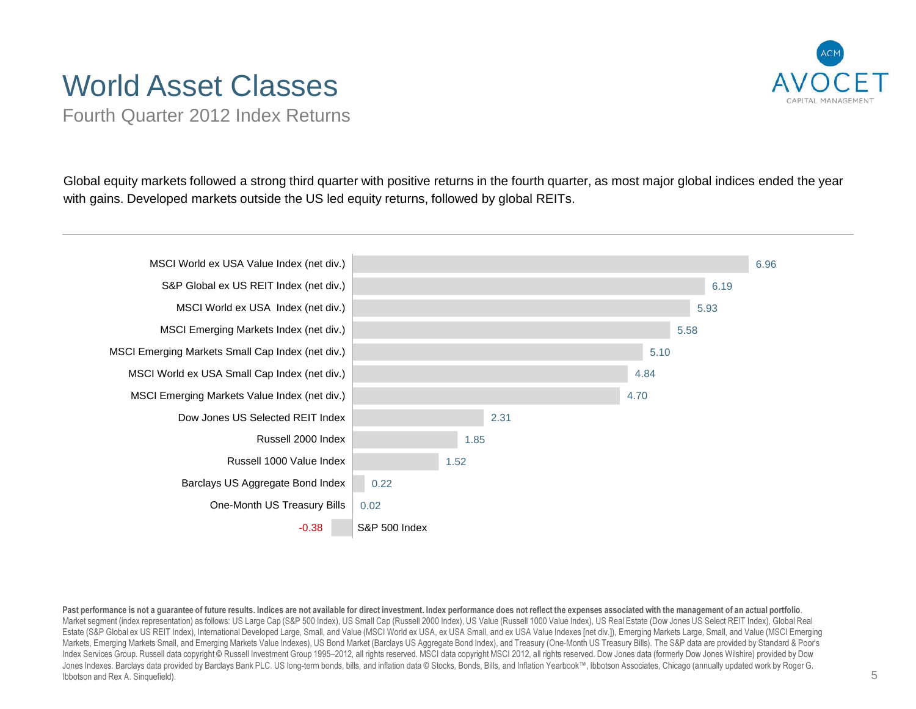# World Asset Classes

## Fourth Quarter 2012 Index Returns

Global equity markets followed a strong third quarter with positive returns in the fourth quarter, as most major global indices ended the year with gains. Developed markets outside the US led equity returns, followed by global REITs.

| Index | Return (%) |
|---|---|
| MSCI World ex USA Value Index (net div.) | 6.96 |
| S&P Global ex US REIT Index (net div.) | 6.19 |
| MSCI World ex USA Index (net div.) | 5.93 |
| MSCI Emerging Markets Index (net div.) | 5.58 |
| MSCI Emerging Markets Small Cap Index (net div.) | 5.10 |
| MSCI World ex USA Small Cap Index (net div.) | 4.84 |
| MSCI Emerging Markets Value Index (net div.) | 4.70 |
| Dow Jones US Selected REIT Index | 2.31 |
| Russell 2000 Index | 1.85 |
| Russell 1000 Value Index | 1.52 |
| Barclays US Aggregate Bond Index | 0.22 |
| One-Month US Treasury Bills | 0.02 |
| S&P 500 Index | -0.38 |

**Past performance is not a guarantee of future results. Indices are not available for direct investment. Index performance does not reflect the expenses associated with the management of an actual portfolio.** Market segment (index representation) as follows: US Large Cap (S&P 500 Index), US Small Cap (Russell 2000 Index), US Value (Russell 1000 Value Index), US Real Estate (Dow Jones US Select REIT Index), Global Real Estate (S&P Global ex US REIT Index), International Developed Large, Small, and Value (MSCI World ex USA, ex USA Small, and ex USA Value Indexes [net div.]), Emerging Markets Large, Small, and Value (MSCI Emerging Markets, Emerging Markets Small, and Emerging Markets Value Indexes), US Bond Market (Barclays US Aggregate Bond Index), and Treasury (One-Month US Treasury Bills). The S&P data are provided by Standard & Poor's Index Services Group. Russell data copyright © Russell Investment Group 1995–2012, all rights reserved. MSCI data copyright MSCI 2012, all rights reserved. Dow Jones data (formerly Dow Jones Wilshire) provided by Dow Jones Indexes. Barclays data provided by Barclays Bank PLC. US long-term bonds, bills, and inflation data © Stocks, Bonds, Bills, and Inflation Yearbook™, Ibbotson Associates, Chicago (annually updated work by Roger G. Ibbotson and Rex A. Sinquefield).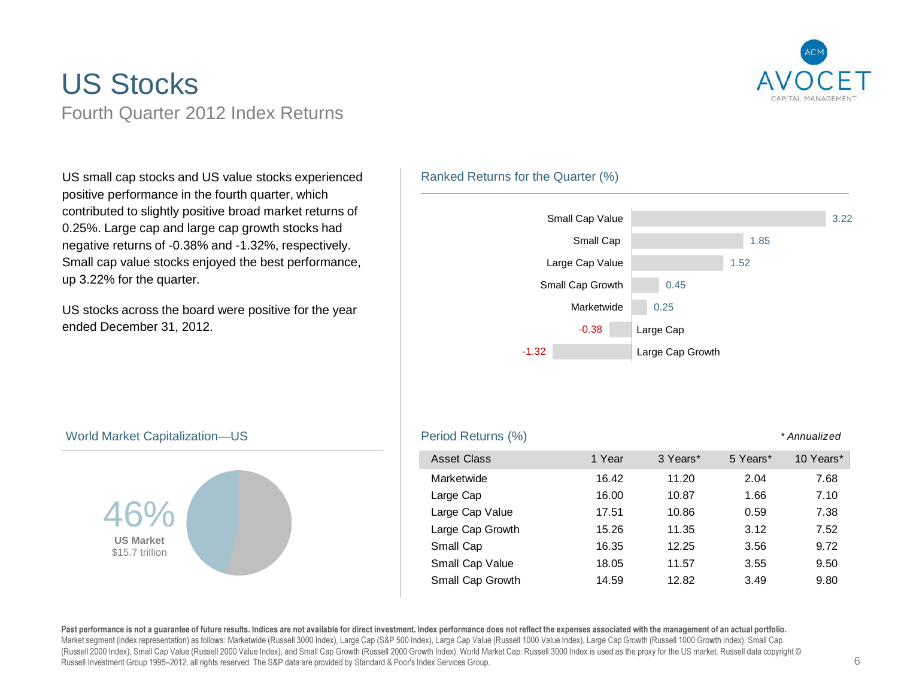# US Stocks

## Fourth Quarter 2012 Index Returns

US small cap stocks and US value stocks experienced positive performance in the fourth quarter, which contributed to slightly positive broad market returns of 0.25%. Large cap and large cap growth stocks had negative returns of -0.38% and -1.32%, respectively. Small cap value stocks enjoyed the best performance, up 3.22% for the quarter.

US stocks across the board were positive for the year ended December 31, 2012.

### Ranked Returns for the Quarter (%)

| Asset Class | Return |
|---|---|
| Small Cap Value | 3.22 |
| Small Cap | 1.85 |
| Large Cap Value | 1.52 |
| Small Cap Growth | 0.45 |
| Marketwide | 0.25 |
| Large Cap | -0.38 |
| Large Cap Growth | -1.32 |

### World Market Capitalization—US

46%
**US Market**
$15.7 trillion

### Period Returns (%)

*\* Annualized*

| Asset Class | 1 Year | 3 Years* | 5 Years* | 10 Years* |
|---|---|---|---|---|
| Marketwide | 16.42 | 11.20 | 2.04 | 7.68 |
| Large Cap | 16.00 | 10.87 | 1.66 | 7.10 |
| Large Cap Value | 17.51 | 10.86 | 0.59 | 7.38 |
| Large Cap Growth | 15.26 | 11.35 | 3.12 | 7.52 |
| Small Cap | 16.35 | 12.25 | 3.56 | 9.72 |
| Small Cap Value | 18.05 | 11.57 | 3.55 | 9.50 |
| Small Cap Growth | 14.59 | 12.82 | 3.49 | 9.80 |

**Past performance is not a guarantee of future results. Indices are not available for direct investment. Index performance does not reflect the expenses associated with the management of an actual portfolio.**
Market segment (index representation) as follows: Marketwide (Russell 3000 Index), Large Cap (S&P 500 Index), Large Cap Value (Russell 1000 Value Index), Large Cap Growth (Russell 1000 Growth Index), Small Cap (Russell 2000 Index), Small Cap Value (Russell 2000 Value Index), and Small Cap Growth (Russell 2000 Growth Index). World Market Cap: Russell 3000 Index is used as the proxy for the US market. Russell data copyright © Russell Investment Group 1995–2012, all rights reserved. The S&P data are provided by Standard & Poor's Index Services Group.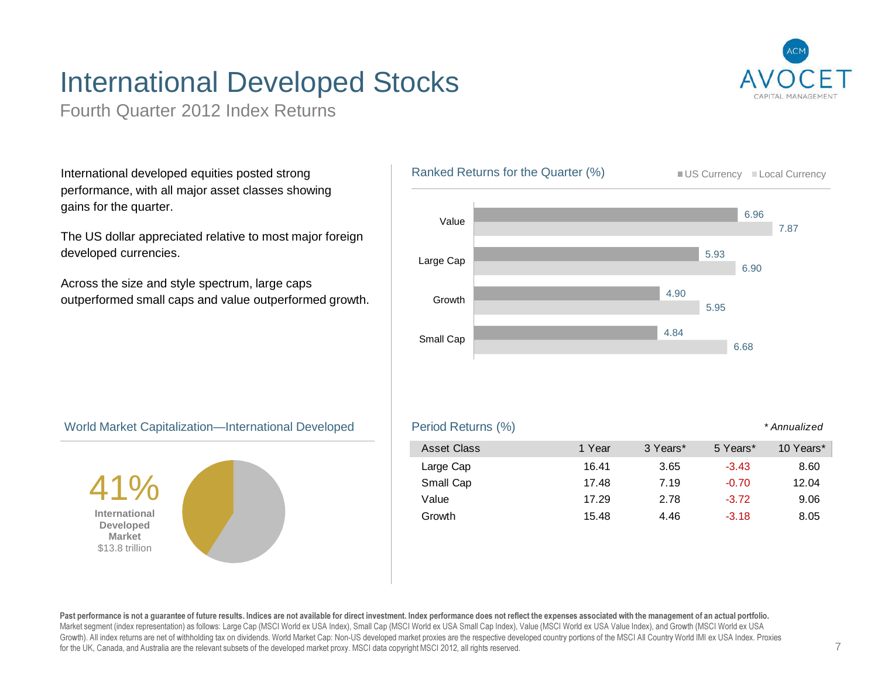# International Developed Stocks

## Fourth Quarter 2012 Index Returns

International developed equities posted strong performance, with all major asset classes showing gains for the quarter.

The US dollar appreciated relative to most major foreign developed currencies.

Across the size and style spectrum, large caps outperformed small caps and value outperformed growth.

### Ranked Returns for the Quarter (%)

| | US Currency | Local Currency |
|---|---|---|
| Value | 6.96 | 7.87 |
| Large Cap | 5.93 | 6.90 |
| Growth | 4.90 | 5.95 |
| Small Cap | 4.84 | 6.68 |

### World Market Capitalization—International Developed

41%
**International Developed Market**
$13.8 trillion

### Period Returns (%)

*\* Annualized*

| Asset Class | 1 Year | 3 Years* | 5 Years* | 10 Years* |
|---|---|---|---|---|
| Large Cap | 16.41 | 3.65 | -3.43 | 8.60 |
| Small Cap | 17.48 | 7.19 | -0.70 | 12.04 |
| Value | 17.29 | 2.78 | -3.72 | 9.06 |
| Growth | 15.48 | 4.46 | -3.18 | 8.05 |

**Past performance is not a guarantee of future results. Indices are not available for direct investment. Index performance does not reflect the expenses associated with the management of an actual portfolio.**
Market segment (index representation) as follows: Large Cap (MSCI World ex USA Index), Small Cap (MSCI World ex USA Small Cap Index), Value (MSCI World ex USA Value Index), and Growth (MSCI World ex USA Growth). All index returns are net of withholding tax on dividends. World Market Cap: Non-US developed market proxies are the respective developed country portions of the MSCI All Country World IMI ex USA Index. Proxies for the UK, Canada, and Australia are the relevant subsets of the developed market proxy. MSCI data copyright MSCI 2012, all rights reserved.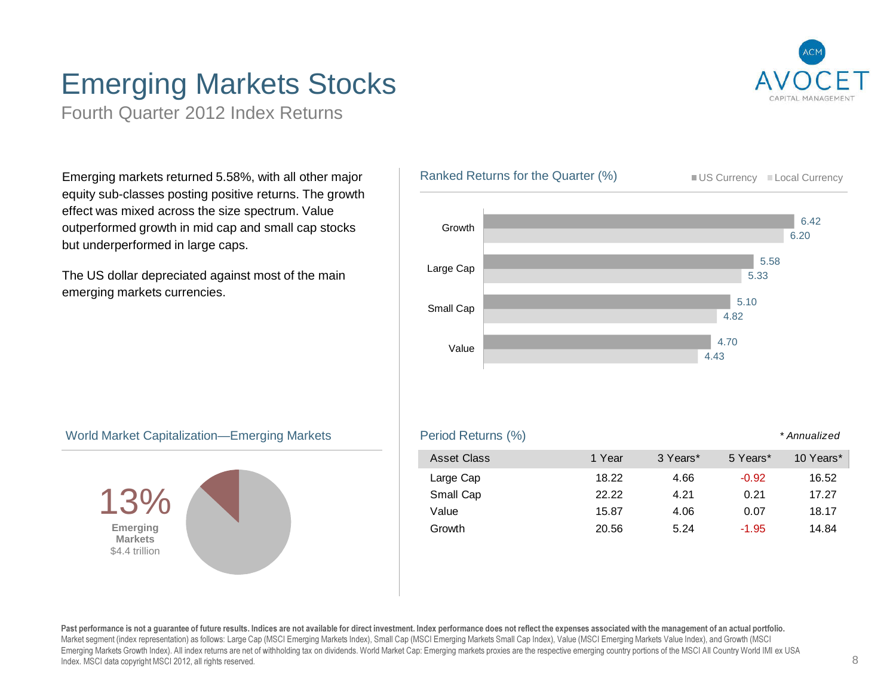# Emerging Markets Stocks

## Fourth Quarter 2012 Index Returns

Emerging markets returned 5.58%, with all other major equity sub-classes posting positive returns. The growth effect was mixed across the size spectrum. Value outperformed growth in mid cap and small cap stocks but underperformed in large caps.

The US dollar depreciated against most of the main emerging markets currencies.

### Ranked Returns for the Quarter (%)

| | US Currency | Local Currency |
|---|---|---|
| Growth | 6.42 | 6.20 |
| Large Cap | 5.58 | 5.33 |
| Small Cap | 5.10 | 4.82 |
| Value | 4.70 | 4.43 |

### World Market Capitalization—Emerging Markets

13%
**Emerging Markets**
$4.4 trillion

### Period Returns (%)

*\* Annualized*

| Asset Class | 1 Year | 3 Years* | 5 Years* | 10 Years* |
|---|---|---|---|---|
| Large Cap | 18.22 | 4.66 | -0.92 | 16.52 |
| Small Cap | 22.22 | 4.21 | 0.21 | 17.27 |
| Value | 15.87 | 4.06 | 0.07 | 18.17 |
| Growth | 20.56 | 5.24 | -1.95 | 14.84 |

**Past performance is not a guarantee of future results. Indices are not available for direct investment. Index performance does not reflect the expenses associated with the management of an actual portfolio.**
Market segment (index representation) as follows: Large Cap (MSCI Emerging Markets Index), Small Cap (MSCI Emerging Markets Small Cap Index), Value (MSCI Emerging Markets Value Index), and Growth (MSCI Emerging Markets Growth Index). All index returns are net of withholding tax on dividends. World Market Cap: Emerging markets proxies are the respective emerging country portions of the MSCI All Country World IMI ex USA Index. MSCI data copyright MSCI 2012, all rights reserved.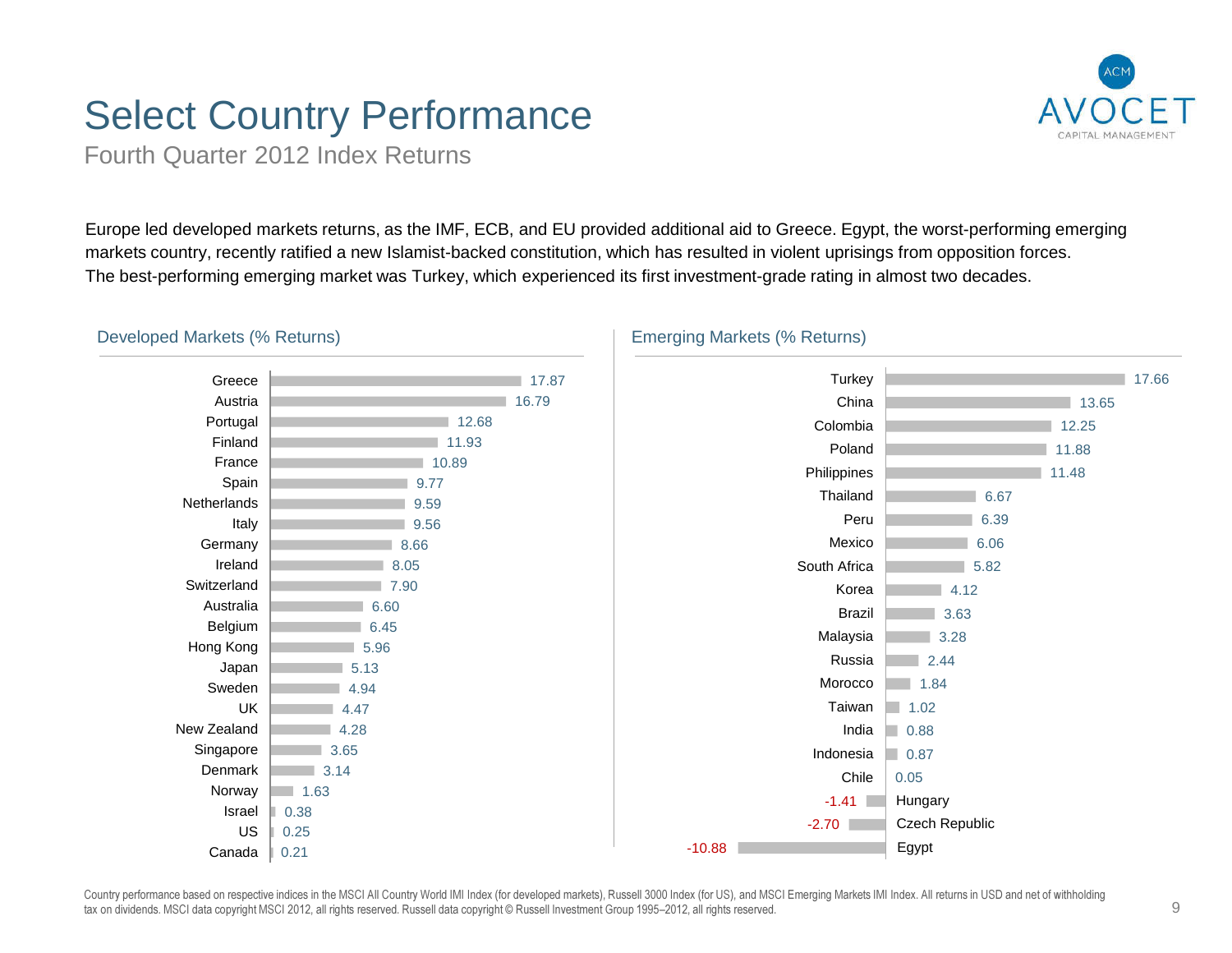# Select Country Performance

Fourth Quarter 2012 Index Returns

Europe led developed markets returns, as the IMF, ECB, and EU provided additional aid to Greece. Egypt, the worst-performing emerging markets country, recently ratified a new Islamist-backed constitution, which has resulted in violent uprisings from opposition forces. The best-performing emerging market was Turkey, which experienced its first investment-grade rating in almost two decades.

## Developed Markets (% Returns)

| Country | Return |
|---|---|
| Greece | 17.87 |
| Austria | 16.79 |
| Portugal | 12.68 |
| Finland | 11.93 |
| France | 10.89 |
| Spain | 9.77 |
| Netherlands | 9.59 |
| Italy | 9.56 |
| Germany | 8.66 |
| Ireland | 8.05 |
| Switzerland | 7.90 |
| Australia | 6.60 |
| Belgium | 6.45 |
| Hong Kong | 5.96 |
| Japan | 5.13 |
| Sweden | 4.94 |
| UK | 4.47 |
| New Zealand | 4.28 |
| Singapore | 3.65 |
| Denmark | 3.14 |
| Norway | 1.63 |
| Israel | 0.38 |
| US | 0.25 |
| Canada | 0.21 |

## Emerging Markets (% Returns)

| Country | Return |
|---|---|
| Turkey | 17.66 |
| China | 13.65 |
| Colombia | 12.25 |
| Poland | 11.88 |
| Philippines | 11.48 |
| Thailand | 6.67 |
| Peru | 6.39 |
| Mexico | 6.06 |
| South Africa | 5.82 |
| Korea | 4.12 |
| Brazil | 3.63 |
| Malaysia | 3.28 |
| Russia | 2.44 |
| Morocco | 1.84 |
| Taiwan | 1.02 |
| India | 0.88 |
| Indonesia | 0.87 |
| Chile | 0.05 |
| Hungary | -1.41 |
| Czech Republic | -2.70 |
| Egypt | -10.88 |

Country performance based on respective indices in the MSCI All Country World IMI Index (for developed markets), Russell 3000 Index (for US), and MSCI Emerging Markets IMI Index. All returns in USD and net of withholding tax on dividends. MSCI data copyright MSCI 2012, all rights reserved. Russell data copyright © Russell Investment Group 1995–2012, all rights reserved.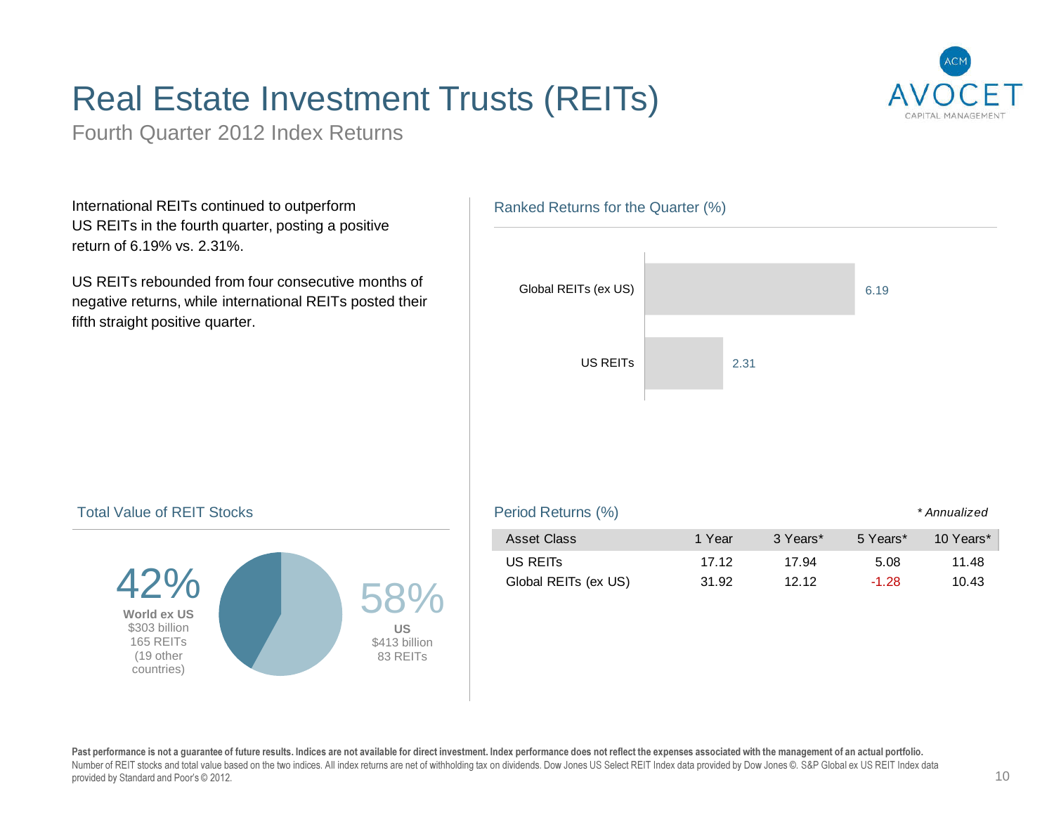# Real Estate Investment Trusts (REITs)

Fourth Quarter 2012 Index Returns

International REITs continued to outperform US REITs in the fourth quarter, posting a positive return of 6.19% vs. 2.31%.

US REITs rebounded from four consecutive months of negative returns, while international REITs posted their fifth straight positive quarter.

### Ranked Returns for the Quarter (%)

| Index | Return |
|---|---|
| Global REITs (ex US) | 6.19 |
| US REITs | 2.31 |

### Total Value of REIT Stocks

**42%** World ex US
$303 billion
165 REITs
(19 other countries)

**58%** US
$413 billion
83 REITs

### Period Returns (%)

*\* Annualized*

| Asset Class | 1 Year | 3 Years* | 5 Years* | 10 Years* |
|---|---|---|---|---|
| US REITs | 17.12 | 17.94 | 5.08 | 11.48 |
| Global REITs (ex US) | 31.92 | 12.12 | -1.28 | 10.43 |

**Past performance is not a guarantee of future results. Indices are not available for direct investment. Index performance does not reflect the expenses associated with the management of an actual portfolio.**
Number of REIT stocks and total value based on the two indices. All index returns are net of withholding tax on dividends. Dow Jones US Select REIT Index data provided by Dow Jones ©. S&P Global ex US REIT Index data provided by Standard and Poor's © 2012.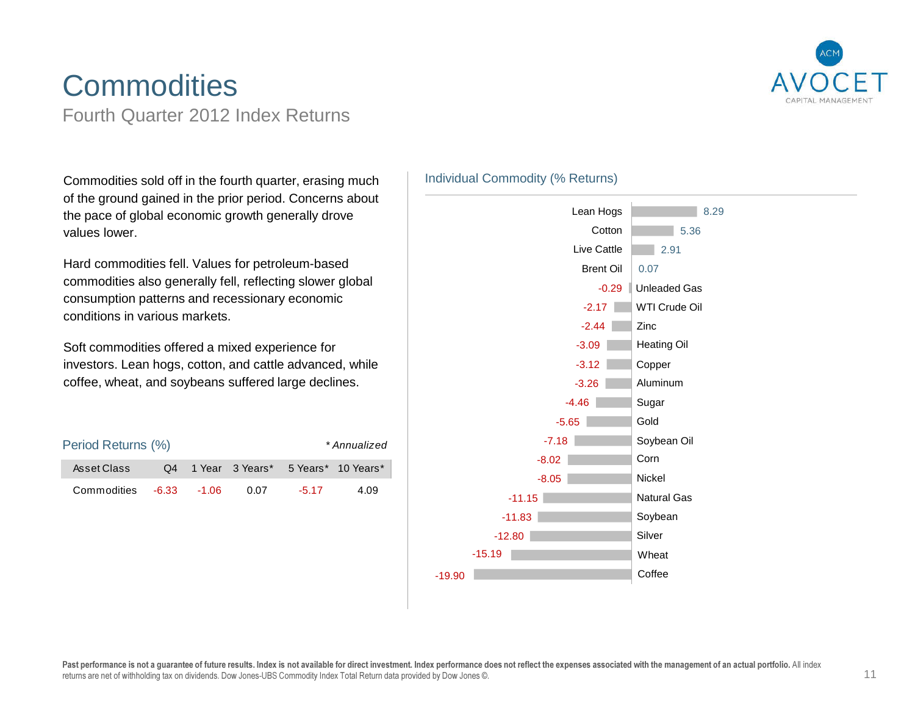# Commodities

## Fourth Quarter 2012 Index Returns

Commodities sold off in the fourth quarter, erasing much of the ground gained in the prior period. Concerns about the pace of global economic growth generally drove values lower.

Hard commodities fell. Values for petroleum-based commodities also generally fell, reflecting slower global consumption patterns and recessionary economic conditions in various markets.

Soft commodities offered a mixed experience for investors. Lean hogs, cotton, and cattle advanced, while coffee, wheat, and soybeans suffered large declines.

### Period Returns (%)

*\* Annualized*

| Asset Class | Q4 | 1 Year | 3 Years* | 5 Years* | 10 Years* |
|---|---|---|---|---|---|
| Commodities | -6.33 | -1.06 | 0.07 | -5.17 | 4.09 |

### Individual Commodity (% Returns)

| Commodity | % Return |
|---|---|
| Lean Hogs | 8.29 |
| Cotton | 5.36 |
| Live Cattle | 2.91 |
| Brent Oil | 0.07 |
| Unleaded Gas | -0.29 |
| WTI Crude Oil | -2.17 |
| Zinc | -2.44 |
| Heating Oil | -3.09 |
| Copper | -3.12 |
| Aluminum | -3.26 |
| Sugar | -4.46 |
| Gold | -5.65 |
| Soybean Oil | -7.18 |
| Corn | -8.02 |
| Nickel | -8.05 |
| Natural Gas | -11.15 |
| Soybean | -11.83 |
| Silver | -12.80 |
| Wheat | -15.19 |
| Coffee | -19.90 |

**Past performance is not a guarantee of future results. Index is not available for direct investment. Index performance does not reflect the expenses associated with the management of an actual portfolio.** All index returns are net of withholding tax on dividends. Dow Jones-UBS Commodity Index Total Return data provided by Dow Jones ©.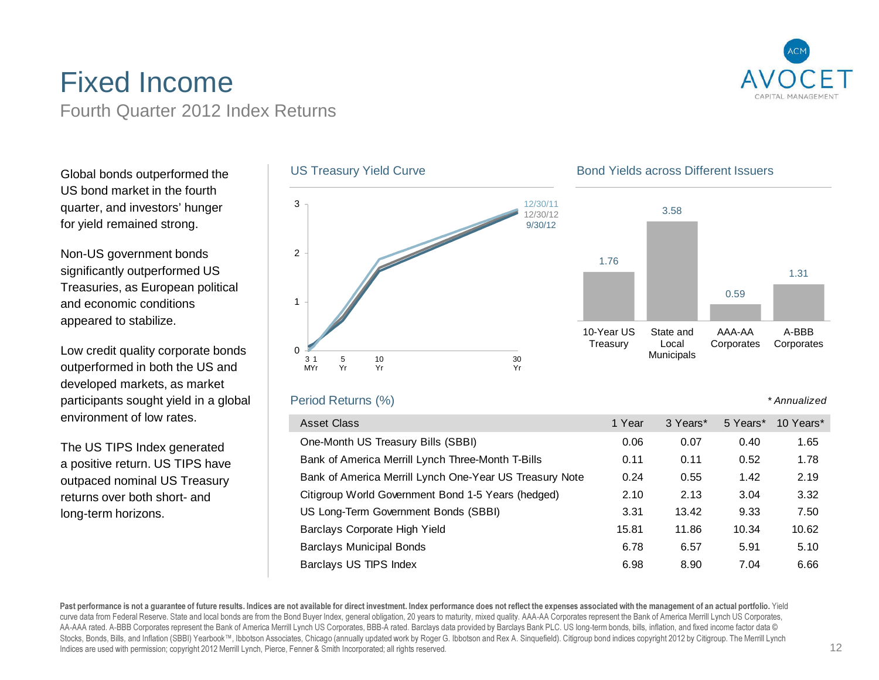# Fixed Income

## Fourth Quarter 2012 Index Returns

Global bonds outperformed the US bond market in the fourth quarter, and investors' hunger for yield remained strong.

Non-US government bonds significantly outperformed US Treasuries, as European political and economic conditions appeared to stabilize.

Low credit quality corporate bonds outperformed in both the US and developed markets, as market participants sought yield in a global environment of low rates.

The US TIPS Index generated a positive return. US TIPS have outpaced nominal US Treasury returns over both short- and long-term horizons.

### US Treasury Yield Curve

Legend: 12/30/11, 12/30/12, 9/30/12

Axis: 0, 1, 2, 3; 3 M, 1 Yr, 5 Yr, 10 Yr, 30 Yr

### Bond Yields across Different Issuers

| 10-Year US Treasury | State and Local Municipals | AAA-AA Corporates | A-BBB Corporates |
|---|---|---|---|
| 1.76 | 3.58 | 0.59 | 1.31 |

### Period Returns (%)

*\* Annualized*

| Asset Class | 1 Year | 3 Years* | 5 Years* | 10 Years* |
|---|---|---|---|---|
| One-Month US Treasury Bills (SBBI) | 0.06 | 0.07 | 0.40 | 1.65 |
| Bank of America Merrill Lynch Three-Month T-Bills | 0.11 | 0.11 | 0.52 | 1.78 |
| Bank of America Merrill Lynch One-Year US Treasury Note | 0.24 | 0.55 | 1.42 | 2.19 |
| Citigroup World Government Bond 1-5 Years (hedged) | 2.10 | 2.13 | 3.04 | 3.32 |
| US Long-Term Government Bonds (SBBI) | 3.31 | 13.42 | 9.33 | 7.50 |
| Barclays Corporate High Yield | 15.81 | 11.86 | 10.34 | 10.62 |
| Barclays Municipal Bonds | 6.78 | 6.57 | 5.91 | 5.10 |
| Barclays US TIPS Index | 6.98 | 8.90 | 7.04 | 6.66 |

**Past performance is not a guarantee of future results. Indices are not available for direct investment. Index performance does not reflect the expenses associated with the management of an actual portfolio.** Yield curve data from Federal Reserve. State and local bonds are from the Bond Buyer Index, general obligation, 20 years to maturity, mixed quality. AAA-AA Corporates represent the Bank of America Merrill Lynch US Corporates, AA-AAA rated. A-BBB Corporates represent the Bank of America Merrill Lynch US Corporates, BBB-A rated. Barclays data provided by Barclays Bank PLC. US long-term bonds, bills, inflation, and fixed income factor data © Stocks, Bonds, Bills, and Inflation (SBBI) Yearbook™, Ibbotson Associates, Chicago (annually updated work by Roger G. Ibbotson and Rex A. Sinquefield). Citigroup bond indices copyright 2012 by Citigroup. The Merrill Lynch Indices are used with permission; copyright 2012 Merrill Lynch, Pierce, Fenner & Smith Incorporated; all rights reserved.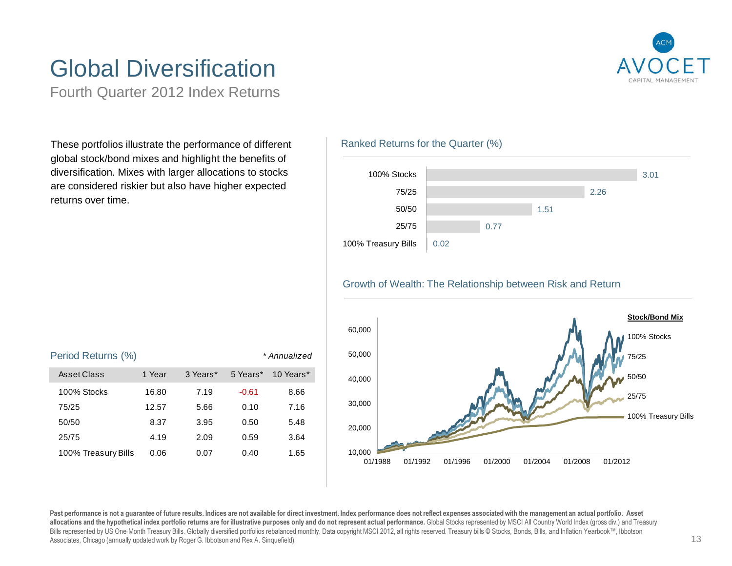# Global Diversification

Fourth Quarter 2012 Index Returns

These portfolios illustrate the performance of different global stock/bond mixes and highlight the benefits of diversification. Mixes with larger allocations to stocks are considered riskier but also have higher expected returns over time.

## Ranked Returns for the Quarter (%)

| Portfolio | Return |
|---|---|
| 100% Stocks | 3.01 |
| 75/25 | 2.26 |
| 50/50 | 1.51 |
| 25/75 | 0.77 |
| 100% Treasury Bills | 0.02 |

## Growth of Wealth: The Relationship between Risk and Return

**Stock/Bond Mix**

- 100% Stocks
- 75/25
- 50/50
- 25/75
- 100% Treasury Bills

## Period Returns (%)

*\* Annualized*

| Asset Class | 1 Year | 3 Years* | 5 Years* | 10 Years* |
|---|---|---|---|---|
| 100% Stocks | 16.80 | 7.19 | -0.61 | 8.66 |
| 75/25 | 12.57 | 5.66 | 0.10 | 7.16 |
| 50/50 | 8.37 | 3.95 | 0.50 | 5.48 |
| 25/75 | 4.19 | 2.09 | 0.59 | 3.64 |
| 100% Treasury Bills | 0.06 | 0.07 | 0.40 | 1.65 |

**Past performance is not a guarantee of future results. Indices are not available for direct investment. Index performance does not reflect expenses associated with the management an actual portfolio. Asset allocations and the hypothetical index portfolio returns are for illustrative purposes only and do not represent actual performance.** Global Stocks represented by MSCI All Country World Index (gross div.) and Treasury Bills represented by US One-Month Treasury Bills. Globally diversified portfolios rebalanced monthly. Data copyright MSCI 2012, all rights reserved. Treasury bills © Stocks, Bonds, Bills, and Inflation Yearbook™, Ibbotson Associates, Chicago (annually updated work by Roger G. Ibbotson and Rex A. Sinquefield).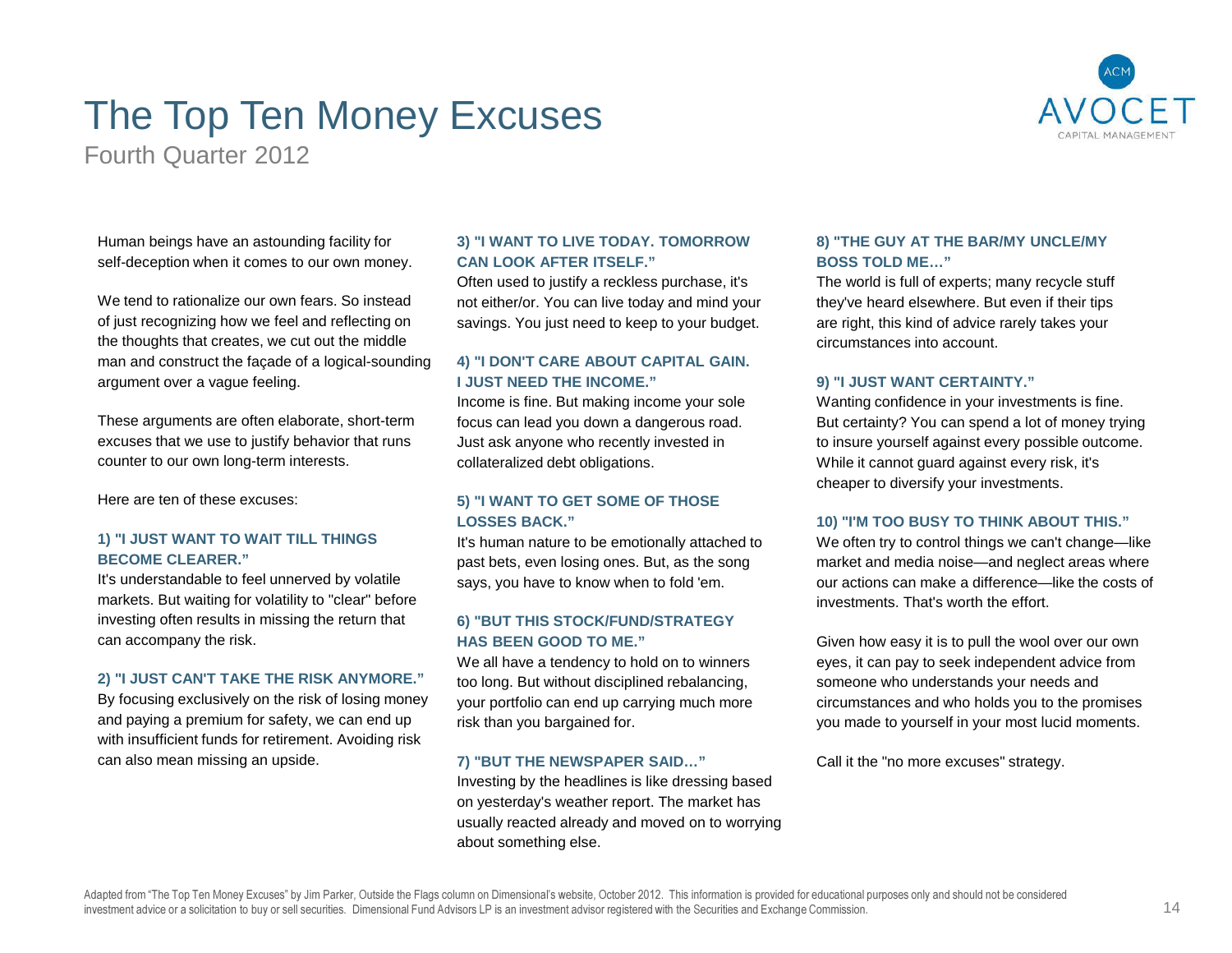# The Top Ten Money Excuses

Fourth Quarter 2012

Human beings have an astounding facility for self-deception when it comes to our own money.

We tend to rationalize our own fears. So instead of just recognizing how we feel and reflecting on the thoughts that creates, we cut out the middle man and construct the façade of a logical-sounding argument over a vague feeling.

These arguments are often elaborate, short-term excuses that we use to justify behavior that runs counter to our own long-term interests.

Here are ten of these excuses:

**1) "I JUST WANT TO WAIT TILL THINGS BECOME CLEARER."**

It's understandable to feel unnerved by volatile markets. But waiting for volatility to "clear" before investing often results in missing the return that can accompany the risk.

**2) "I JUST CAN'T TAKE THE RISK ANYMORE."**

By focusing exclusively on the risk of losing money and paying a premium for safety, we can end up with insufficient funds for retirement. Avoiding risk can also mean missing an upside.

**3) "I WANT TO LIVE TODAY. TOMORROW CAN LOOK AFTER ITSELF."**

Often used to justify a reckless purchase, it's not either/or. You can live today and mind your savings. You just need to keep to your budget.

**4) "I DON'T CARE ABOUT CAPITAL GAIN. I JUST NEED THE INCOME."**

Income is fine. But making income your sole focus can lead you down a dangerous road. Just ask anyone who recently invested in collateralized debt obligations.

**5) "I WANT TO GET SOME OF THOSE LOSSES BACK."**

It's human nature to be emotionally attached to past bets, even losing ones. But, as the song says, you have to know when to fold 'em.

**6) "BUT THIS STOCK/FUND/STRATEGY HAS BEEN GOOD TO ME."**

We all have a tendency to hold on to winners too long. But without disciplined rebalancing, your portfolio can end up carrying much more risk than you bargained for.

**7) "BUT THE NEWSPAPER SAID…"**

Investing by the headlines is like dressing based on yesterday's weather report. The market has usually reacted already and moved on to worrying about something else.

**8) "THE GUY AT THE BAR/MY UNCLE/MY BOSS TOLD ME…"**

The world is full of experts; many recycle stuff they've heard elsewhere. But even if their tips are right, this kind of advice rarely takes your circumstances into account.

**9) "I JUST WANT CERTAINTY."**

Wanting confidence in your investments is fine. But certainty? You can spend a lot of money trying to insure yourself against every possible outcome. While it cannot guard against every risk, it's cheaper to diversify your investments.

**10) "I'M TOO BUSY TO THINK ABOUT THIS."**

We often try to control things we can't change—like market and media noise—and neglect areas where our actions can make a difference—like the costs of investments. That's worth the effort.

Given how easy it is to pull the wool over our own eyes, it can pay to seek independent advice from someone who understands your needs and circumstances and who holds you to the promises you made to yourself in your most lucid moments.

Call it the "no more excuses" strategy.

Adapted from "The Top Ten Money Excuses" by Jim Parker, Outside the Flags column on Dimensional's website, October 2012. This information is provided for educational purposes only and should not be considered investment advice or a solicitation to buy or sell securities. Dimensional Fund Advisors LP is an investment advisor registered with the Securities and Exchange Commission.